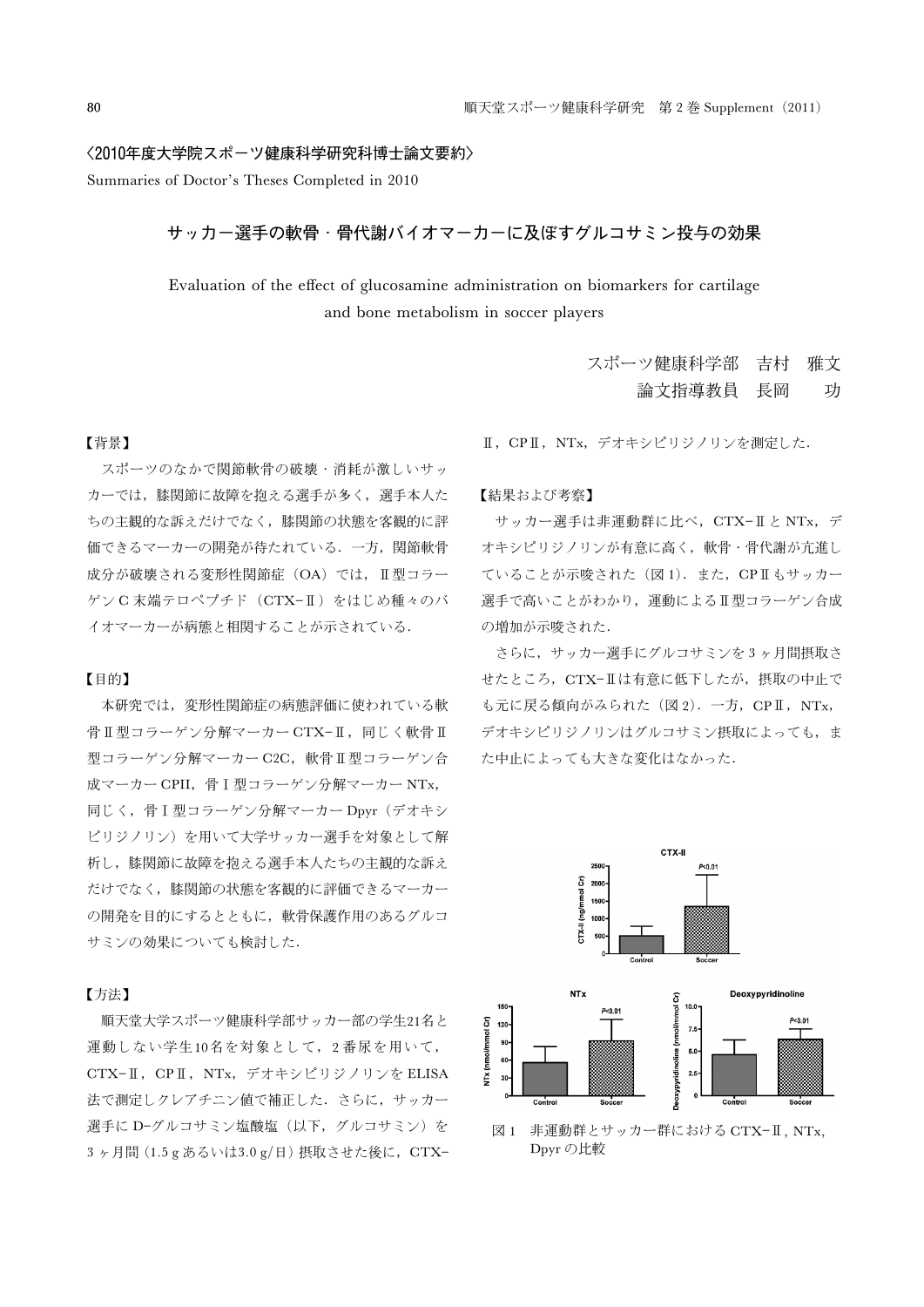〈2010年度大学院スポーツ健康科学研究科博士論文要約〉

Summaries of Doctor's Theses Completed in 2010

# サッカー選手の軟骨・骨代謝バイオマーカーに及ぼすグルコサミン投与の効果

Evaluation of the effect of glucosamine administration on biomarkers for cartilage and bone metabolism in soccer players

スポーツ健康科学部　吉村　雅文

論文指導教員　長岡　　功

## 【背景】

スポーツのなかで関節軟骨の破壊・消耗が激しいサッカーでは，膝関節に故障を抱える選手が多く，選手本人たちの主観的な訴えだけでなく，膝関節の状態を客観的に評価できるマーカーの開発が待たれている．一方，関節軟骨成分が破壊される変形性関節症（OA）では，Ⅱ型コラーゲンＣ末端テロペプチド（CTX-Ⅱ）をはじめ種々のバイオマーカーが病態と相関することが示されている．

## 【目的】

本研究では，変形性関節症の病態評価に使われている軟骨Ⅱ型コラーゲン分解マーカー CTX-Ⅱ，同じく軟骨Ⅱ型コラーゲン分解マーカー C2C，軟骨Ⅱ型コラーゲン合成マーカー CPII，骨Ⅰ型コラーゲン分解マーカー NTx，同じく，骨Ⅰ型コラーゲン分解マーカー Dpyr（デオキシピリジノリン）を用いて大学サッカー選手を対象として解析し，膝関節に故障を抱える選手本人たちの主観的な訴えだけでなく，膝関節の状態を客観的に評価できるマーカーの開発を目的にするとともに，軟骨保護作用のあるグルコサミンの効果についても検討した．

## 【方法】

順天堂大学スポーツ健康科学部サッカー部の学生21名と運動しない学生10名を対象として，２番尿を用いて，CTX-Ⅱ，CPⅡ，NTx，デオキシピリジノリンを ELISA 法で測定しクレアチニン値で補正した．さらに，サッカー選手に D-グルコサミン塩酸塩（以下，グルコサミン）を３ヶ月間（1.5 g あるいは3.0 g/日）摂取させた後に，CTX-Ⅱ，CPⅡ，NTx，デオキシピリジノリンを測定した．

## 【結果および考察】

サッカー選手は非運動群に比べ，CTX-ⅡとNTx，デオキシピリジノリンが有意に高く，軟骨・骨代謝が亢進していることが示唆された（図１）．また，CPⅡもサッカー選手で高いことがわかり，運動によるⅡ型コラーゲン合成の増加が示唆された．

さらに，サッカー選手にグルコサミンを３ヶ月間摂取させたところ，CTX-Ⅱは有意に低下したが，摂取の中止でも元に戻る傾向がみられた（図２）．一方，CPⅡ，NTx，デオキシピリジノリンはグルコサミン摂取によっても，また中止によっても大きな変化はなかった．

図１　非運動群とサッカー群における CTX-Ⅱ, NTx, Dpyr の比較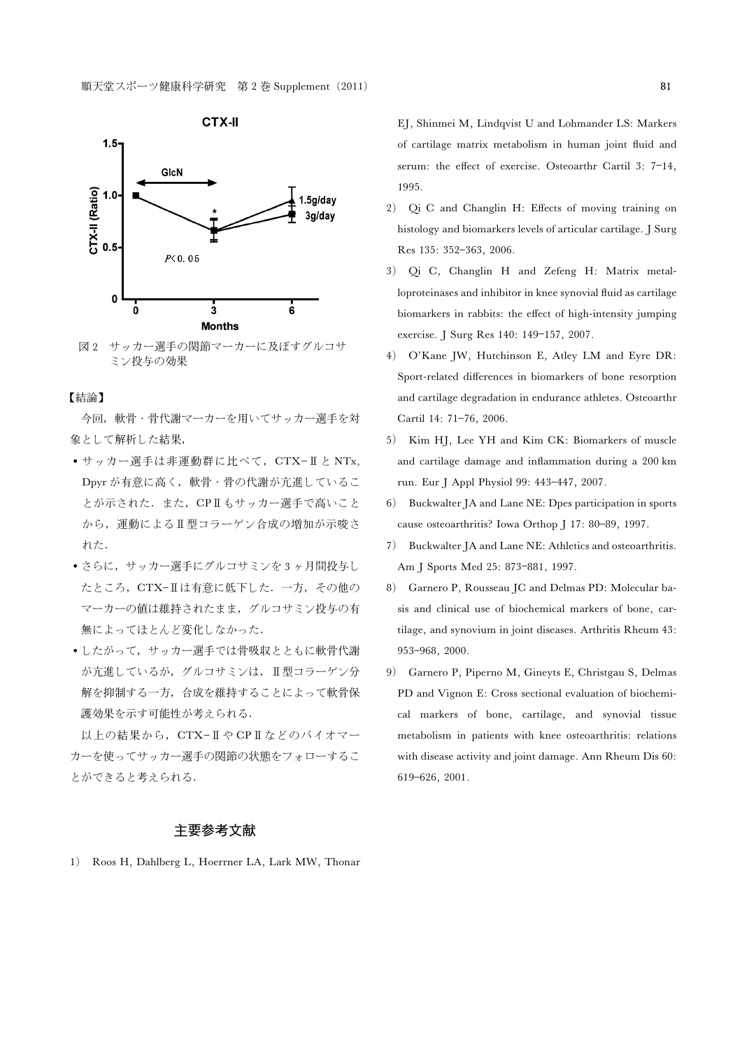CTX-II

1.5

1.0

0.5

0

CTX-II (Ratio)

GlcN

*

1.5g/day

3g/day

$P < 0.05$

0

3

6

Months

図 2　サッカー選手の関節マーカーに及ぼすグルコサミン投与の効果

【結論】

今回，軟骨・骨代謝マーカーを用いてサッカー選手を対象として解析した結果，

- サッカー選手は非運動群に比べて，CTX-ⅡとNTx, Dpyrが有意に高く，軟骨・骨の代謝が亢進していることが示された．また，CPⅡもサッカー選手で高いことから，運動によるⅡ型コラーゲン合成の増加が示唆された．
- さらに，サッカー選手にグルコサミンを3ヶ月間投与したところ，CTX-Ⅱは有意に低下した．一方，その他のマーカーの値は維持されたまま，グルコサミン投与の有無によってほとんど変化しなかった．
- したがって，サッカー選手では骨吸収とともに軟骨代謝が亢進しているが，グルコサミンは，Ⅱ型コラーゲン分解を抑制する一方，合成を維持することによって軟骨保護効果を示す可能性が考えられる．

以上の結果から，CTX-ⅡやCPⅡなどのバイオマーカーを使ってサッカー選手の関節の状態をフォローすることができると考えられる．

## 主要参考文献

1) Roos H, Dahlberg L, Hoerrner LA, Lark MW, Thonar EJ, Shinmei M, Lindqvist U and Lohmander LS: Markers of cartilage matrix metabolism in human joint fluid and serum: the effect of exercise. Osteoarthr Cartil 3: 7–14, 1995.
2) Qi C and Changlin H: Effects of moving training on histology and biomarkers levels of articular cartilage. J Surg Res 135: 352–363, 2006.
3) Qi C, Changlin H and Zefeng H: Matrix metalloproteinases and inhibitor in knee synovial fluid as cartilage biomarkers in rabbits: the effect of high-intensity jumping exercise. J Surg Res 140: 149–157, 2007.
4) O'Kane JW, Hutchinson E, Atley LM and Eyre DR: Sport-related differences in biomarkers of bone resorption and cartilage degradation in endurance athletes. Osteoarthr Cartil 14: 71–76, 2006.
5) Kim HJ, Lee YH and Kim CK: Biomarkers of muscle and cartilage damage and inflammation during a 200 km run. Eur J Appl Physiol 99: 443–447, 2007.
6) Buckwalter JA and Lane NE: Dpes participation in sports cause osteoarthritis? Iowa Orthop J 17: 80–89, 1997.
7) Buckwalter JA and Lane NE: Athletics and osteoarthritis. Am J Sports Med 25: 873–881, 1997.
8) Garnero P, Rousseau JC and Delmas PD: Molecular basis and clinical use of biochemical markers of bone, cartilage, and synovium in joint diseases. Arthritis Rheum 43: 953–968, 2000.
9) Garnero P, Piperno M, Gineyts E, Christgau S, Delmas PD and Vignon E: Cross sectional evaluation of biochemical markers of bone, cartilage, and synovial tissue metabolism in patients with knee osteoarthritis: relations with disease activity and joint damage. Ann Rheum Dis 60: 619–626, 2001.